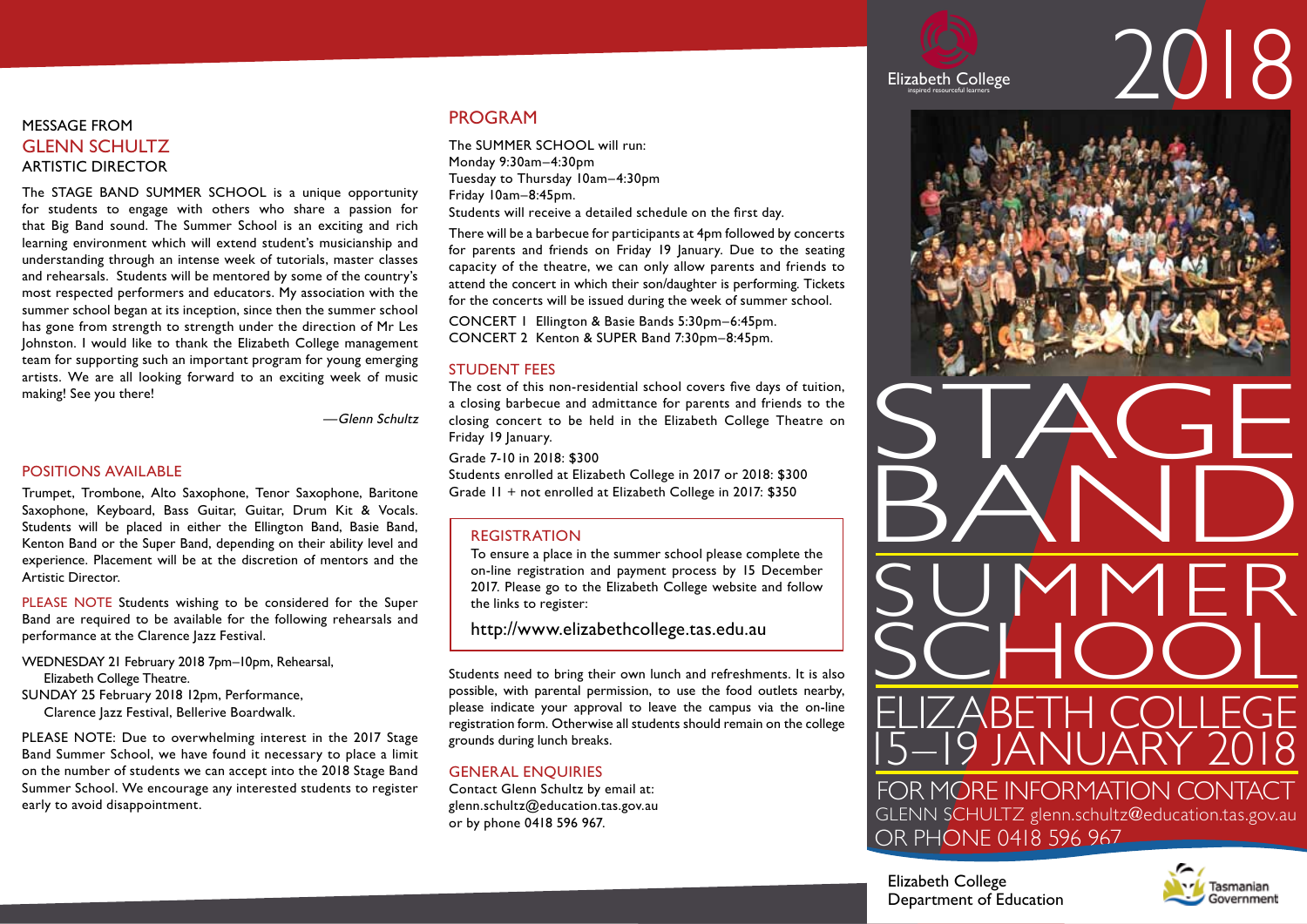## MESSAGE FROM GLENN SCHULTZ ARTISTIC DIRECTOR

The STAGE BAND SUMMER SCHOOL is a unique opportunity for students to engage with others who share a passion for that Big Band sound. The Summer School is an exciting and rich learning environment which will extend student's musicianship and understanding through an intense week of tutorials, master classes and rehearsals. Students will be mentored by some of the country's most respected performers and educators. My association with the summer school began at its inception, since then the summer school has gone from strength to strength under the direction of Mr Les Johnston. I would like to thank the Elizabeth College management team for supporting such an important program for young emerging artists. We are all looking forward to an exciting week of music making! See you there!

—*Glenn Schultz*

## POSITIONS AVAILABLE

Trumpet, Trombone, Alto Saxophone, Tenor Saxophone, Baritone Saxophone, Keyboard, Bass Guitar, Guitar, Drum Kit & Vocals. Students will be placed in either the Ellington Band, Basie Band, Kenton Band or the Super Band, depending on their ability level and experience. Placement will be at the discretion of mentors and the Artistic Director.

PLEASE NOTE Students wishing to be considered for the Super Band are required to be available for the following rehearsals and performance at the Clarence Jazz Festival.

WEDNESDAY 21 February 2018 7pm–10pm, Rehearsal, Elizabeth College Theatre.
SUNDAY 25 February 2018 12pm, Performance, Clarence Jazz Festival, Bellerive Boardwalk.

PLEASE NOTE: Due to overwhelming interest in the 2017 Stage Band Summer School, we have found it necessary to place a limit on the number of students we can accept into the 2018 Stage Band Summer School. We encourage any interested students to register early to avoid disappointment.

## PROGRAM

The SUMMER SCHOOL will run:
Monday 9:30am–4:30pm
Tuesday to Thursday 10am–4:30pm
Friday 10am–8:45pm.
Students will receive a detailed schedule on the first day.

There will be a barbecue for participants at 4pm followed by concerts for parents and friends on Friday 19 January. Due to the seating capacity of the theatre, we can only allow parents and friends to attend the concert in which their son/daughter is performing. Tickets for the concerts will be issued during the week of summer school.

CONCERT 1 Ellington & Basie Bands 5:30pm–6:45pm.
CONCERT 2 Kenton & SUPER Band 7:30pm–8:45pm.

## STUDENT FEES

The cost of this non-residential school covers five days of tuition, a closing barbecue and admittance for parents and friends to the closing concert to be held in the Elizabeth College Theatre on Friday 19 January.

Grade 7-10 in 2018: $300
Students enrolled at Elizabeth College in 2017 or 2018: $300
Grade 11 + not enrolled at Elizabeth College in 2017: $350

## REGISTRATION

To ensure a place in the summer school please complete the on-line registration and payment process by 15 December 2017. Please go to the Elizabeth College website and follow the links to register:

http://www.elizabethcollege.tas.edu.au

Students need to bring their own lunch and refreshments. It is also possible, with parental permission, to use the food outlets nearby, please indicate your approval to leave the campus via the on-line registration form. Otherwise all students should remain on the college grounds during lunch breaks.

## GENERAL ENQUIRIES

Contact Glenn Schultz by email at:
glenn.schultz@education.tas.gov.au
or by phone 0418 596 967.

Elizabeth College
inspired resourceful learners

# 2018

# STAGE BAND SUMMER SCHOOL

## ELIZABETH COLLEGE 15–19 JANUARY 2018

FOR MORE INFORMATION CONTACT
GLENN SCHULTZ glenn.schultz@education.tas.gov.au
OR PHONE 0418 596 967

Elizabeth College
Department of Education

Tasmanian Government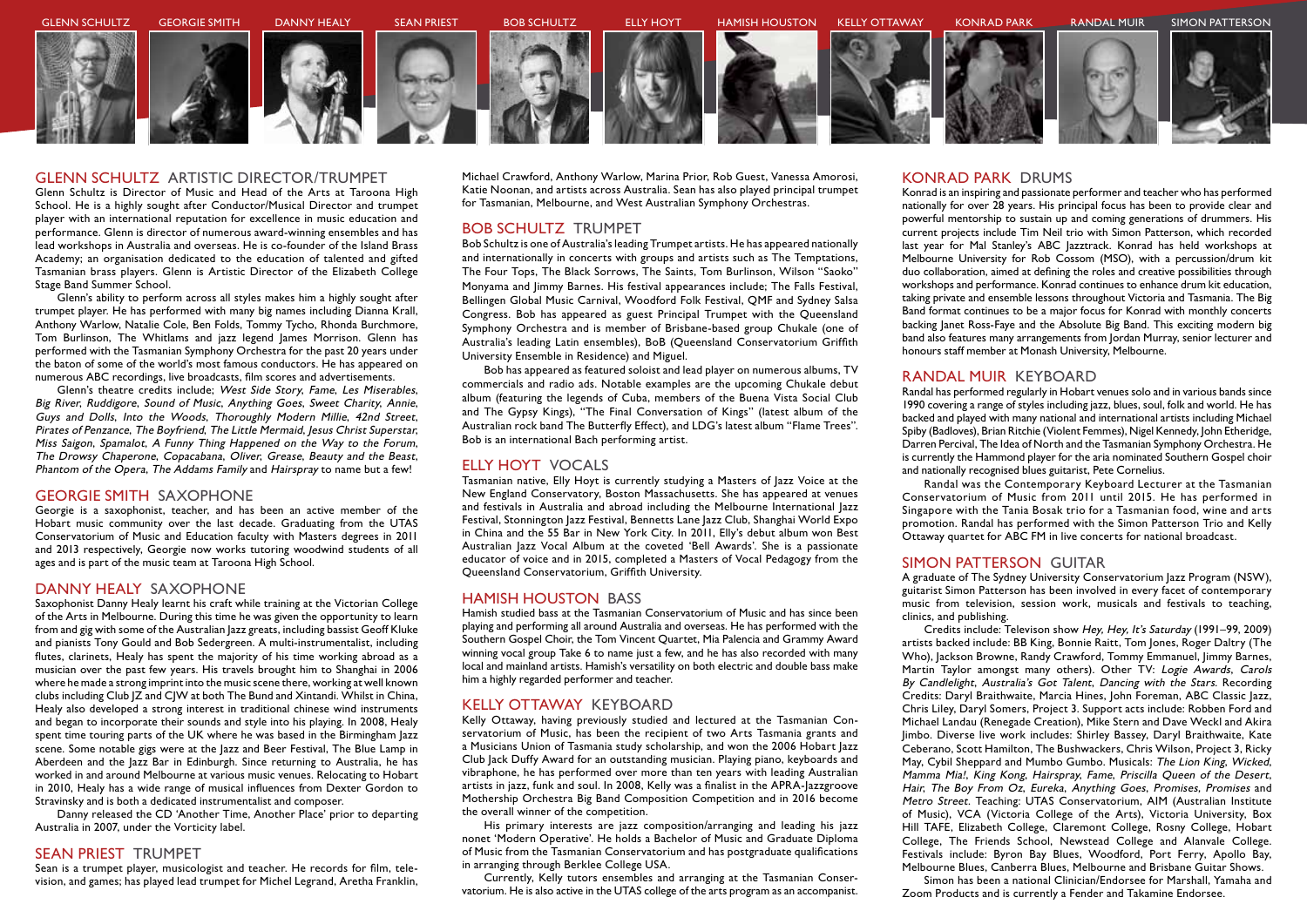GLENN SCHULTZ GEORGIE SMITH DANNY HEALY SEAN PRIEST BOB SCHULTZ ELLY HOYT HAMISH HOUSTON KELLY OTTAWAY KONRAD PARK RANDAL MUIR SIMON PATTERSON

## GLENN SCHULTZ ARTISTIC DIRECTOR/TRUMPET

Glenn Schultz is Director of Music and Head of the Arts at Taroona High School. He is a highly sought after Conductor/Musical Director and trumpet player with an international reputation for excellence in music education and performance. Glenn is director of numerous award-winning ensembles and has lead workshops in Australia and overseas. He is co-founder of the Island Brass Academy; an organisation dedicated to the education of talented and gifted Tasmanian brass players. Glenn is Artistic Director of the Elizabeth College Stage Band Summer School.

Glenn's ability to perform across all styles makes him a highly sought after trumpet player. He has performed with many big names including Dianna Krall, Anthony Warlow, Natalie Cole, Ben Folds, Tommy Tycho, Rhonda Burchmore, Tom Burlinson, The Whitlams and jazz legend James Morrison. Glenn has performed with the Tasmanian Symphony Orchestra for the past 20 years under the baton of some of the world's most famous conductors. He has appeared on numerous ABC recordings, live broadcasts, film scores and advertisements.

Glenn's theatre credits include; *West Side Story*, *Fame*, *Les Miserables*, *Big River*, *Ruddigore*, *Sound of Music*, *Anything Goes*, *Sweet Charity*, *Annie*, *Guys and Dolls*, *Into the Woods*, *Thoroughly Modern Millie*, *42nd Street*, *Pirates of Penzance*, *The Boyfriend*, *The Little Mermaid*, *Jesus Christ Superstar*, *Miss Saigon*, *Spamalot*, *A Funny Thing Happened on the Way to the Forum*, *The Drowsy Chaperone*, *Copacabana*, *Oliver*, *Grease*, *Beauty and the Beast*, *Phantom of the Opera*, *The Addams Family* and *Hairspray* to name but a few!

## GEORGIE SMITH SAXOPHONE

Georgie is a saxophonist, teacher, and has been an active member of the Hobart music community over the last decade. Graduating from the UTAS Conservatorium of Music and Education faculty with Masters degrees in 2011 and 2013 respectively, Georgie now works tutoring woodwind students of all ages and is part of the music team at Taroona High School.

## DANNY HEALY SAXOPHONE

Saxophonist Danny Healy learnt his craft while training at the Victorian College of the Arts in Melbourne. During this time he was given the opportunity to learn from and gig with some of the Australian Jazz greats, including bassist Geoff Kluke and pianists Tony Gould and Bob Sedergreen. A multi-instrumentalist, including flutes, clarinets, Healy has spent the majority of his time working abroad as a musician over the past few years. His travels brought him to Shanghai in 2006 where he made a strong imprint into the music scene there, working at well known clubs including Club JZ and CJW at both The Bund and Xintandi. Whilst in China, Healy also developed a strong interest in traditional chinese wind instruments and began to incorporate their sounds and style into his playing. In 2008, Healy spent time touring parts of the UK where he was based in the Birmingham Jazz scene. Some notable gigs were at the Jazz and Beer Festival, The Blue Lamp in Aberdeen and the Jazz Bar in Edinburgh. Since returning to Australia, he has worked in and around Melbourne at various music venues. Relocating to Hobart in 2010, Healy has a wide range of musical influences from Dexter Gordon to Stravinsky and is both a dedicated instrumentalist and composer.

Danny released the CD 'Another Time, Another Place' prior to departing Australia in 2007, under the Vorticity label.

## SEAN PRIEST TRUMPET

Sean is a trumpet player, musicologist and teacher. He records for film, television, and games; has played lead trumpet for Michel Legrand, Aretha Franklin, Michael Crawford, Anthony Warlow, Marina Prior, Rob Guest, Vanessa Amorosi, Katie Noonan, and artists across Australia. Sean has also played principal trumpet for Tasmanian, Melbourne, and West Australian Symphony Orchestras.

## BOB SCHULTZ TRUMPET

Bob Schultz is one of Australia's leading Trumpet artists. He has appeared nationally and internationally in concerts with groups and artists such as The Temptations, The Four Tops, The Black Sorrows, The Saints, Tom Burlinson, Wilson "Saoko" Monyama and Jimmy Barnes. His festival appearances include; The Falls Festival, Bellingen Global Music Carnival, Woodford Folk Festival, QMF and Sydney Salsa Congress. Bob has appeared as guest Principal Trumpet with the Queensland Symphony Orchestra and is member of Brisbane-based group Chukale (one of Australia's leading Latin ensembles), BoB (Queensland Conservatorium Griffith University Ensemble in Residence) and Miguel.

Bob has appeared as featured soloist and lead player on numerous albums, TV commercials and radio ads. Notable examples are the upcoming Chukale debut album (featuring the legends of Cuba, members of the Buena Vista Social Club and The Gypsy Kings), "The Final Conversation of Kings" (latest album of the Australian rock band The Butterfly Effect), and LDG's latest album "Flame Trees". Bob is an international Bach performing artist.

## ELLY HOYT VOCALS

Tasmanian native, Elly Hoyt is currently studying a Masters of Jazz Voice at the New England Conservatory, Boston Massachusetts. She has appeared at venues and festivals in Australia and abroad including the Melbourne International Jazz Festival, Stonnington Jazz Festival, Bennetts Lane Jazz Club, Shanghai World Expo in China and the 55 Bar in New York City. In 2011, Elly's debut album won Best Australian Jazz Vocal Album at the coveted 'Bell Awards'. She is a passionate educator of voice and in 2015, completed a Masters of Vocal Pedagogy from the Queensland Conservatorium, Griffith University.

## HAMISH HOUSTON BASS

Hamish studied bass at the Tasmanian Conservatorium of Music and has since been playing and performing all around Australia and overseas. He has performed with the Southern Gospel Choir, the Tom Vincent Quartet, Mia Palencia and Grammy Award winning vocal group Take 6 to name just a few, and he has also recorded with many local and mainland artists. Hamish's versatility on both electric and double bass make him a highly regarded performer and teacher.

## KELLY OTTAWAY KEYBOARD

Kelly Ottaway, having previously studied and lectured at the Tasmanian Conservatorium of Music, has been the recipient of two Arts Tasmania grants and a Musicians Union of Tasmania study scholarship, and won the 2006 Hobart Jazz Club Jack Duffy Award for an outstanding musician. Playing piano, keyboards and vibraphone, he has performed over more than ten years with leading Australian artists in jazz, funk and soul. In 2008, Kelly was a finalist in the APRA-Jazzgroove Mothership Orchestra Big Band Composition Competition and in 2016 become the overall winner of the competition.

His primary interests are jazz composition/arranging and leading his jazz nonet 'Modern Operative'. He holds a Bachelor of Music and Graduate Diploma of Music from the Tasmanian Conservatorium and has postgraduate qualifications in arranging through Berklee College USA.

Currently, Kelly tutors ensembles and arranging at the Tasmanian Conservatorium. He is also active in the UTAS college of the arts program as an accompanist.

## KONRAD PARK DRUMS

Konrad is an inspiring and passionate performer and teacher who has performed nationally for over 28 years. His principal focus has been to provide clear and powerful mentorship to sustain up and coming generations of drummers. His current projects include Tim Neil trio with Simon Patterson, which recorded last year for Mal Stanley's ABC Jazztrack. Konrad has held workshops at Melbourne University for Rob Cossom (MSO), with a percussion/drum kit duo collaboration, aimed at defining the roles and creative possibilities through workshops and performance. Konrad continues to enhance drum kit education, taking private and ensemble lessons throughout Victoria and Tasmania. The Big Band format continues to be a major focus for Konrad with monthly concerts backing Janet Ross-Faye and the Absolute Big Band. This exciting modern big band also features many arrangements from Jordan Murray, senior lecturer and honours staff member at Monash University, Melbourne.

## RANDAL MUIR KEYBOARD

Randal has performed regularly in Hobart venues solo and in various bands since 1990 covering a range of styles including jazz, blues, soul, folk and world. He has backed and played with many national and international artists including Michael Spiby (Badloves), Brian Ritchie (Violent Femmes), Nigel Kennedy, John Etheridge, Darren Percival, The Idea of North and the Tasmanian Symphony Orchestra. He is currently the Hammond player for the aria nominated Southern Gospel choir and nationally recognised blues guitarist, Pete Cornelius.

Randal was the Contemporary Keyboard Lecturer at the Tasmanian Conservatorium of Music from 2011 until 2015. He has performed in Singapore with the Tania Bosak trio for a Tasmanian food, wine and arts promotion. Randal has performed with the Simon Patterson Trio and Kelly Ottaway quartet for ABC FM in live concerts for national broadcast.

## SIMON PATTERSON GUITAR

A graduate of The Sydney University Conservatorium Jazz Program (NSW), guitarist Simon Patterson has been involved in every facet of contemporary music from television, session work, musicals and festivals to teaching, clinics, and publishing.

Credits include: Televison show *Hey, Hey, It's Saturday* (1991–99, 2009) artists backed include: BB King, Bonnie Raitt, Tom Jones, Roger Daltry (The Who), Jackson Browne, Randy Crawford, Tommy Emmanuel, Jimmy Barnes, Martin Taylor amongst many others). Other TV: *Logie Awards*, *Carols By Candlelight*, *Australia's Got Talent*, *Dancing with the Stars*. Recording Credits: Daryl Braithwaite, Marcia Hines, John Foreman, ABC Classic Jazz, Chris Liley, Daryl Somers, Project 3. Support acts include: Robben Ford and Michael Landau (Renegade Creation), Mike Stern and Dave Weckl and Akira Jimbo. Diverse live work includes: Shirley Bassey, Daryl Braithwaite, Kate Ceberano, Scott Hamilton, The Bushwackers, Chris Wilson, Project 3, Ricky May, Cybil Sheppard and Mumbo Gumbo. Musicals: *The Lion King*, *Wicked*, *Mamma Mia!*, *King Kong*, *Hairspray*, *Fame*, *Priscilla Queen of the Desert*, *Hair*, *The Boy From Oz*, *Eureka*, *Anything Goes*, *Promises*, *Promises* and *Metro Street*. Teaching: UTAS Conservatorium, AIM (Australian Institute of Music), VCA (Victoria College of the Arts), Victoria University, Box Hill TAFE, Elizabeth College, Claremont College, Rosny College, Hobart College, The Friends School, Newstead College and Alanvale College. Festivals include: Byron Bay Blues, Woodford, Port Ferry, Apollo Bay, Melbourne Blues, Canberra Blues, Melbourne and Brisbane Guitar Shows.

Simon has been a national Clinician/Endorsee for Marshall, Yamaha and Zoom Products and is currently a Fender and Takamine Endorsee.